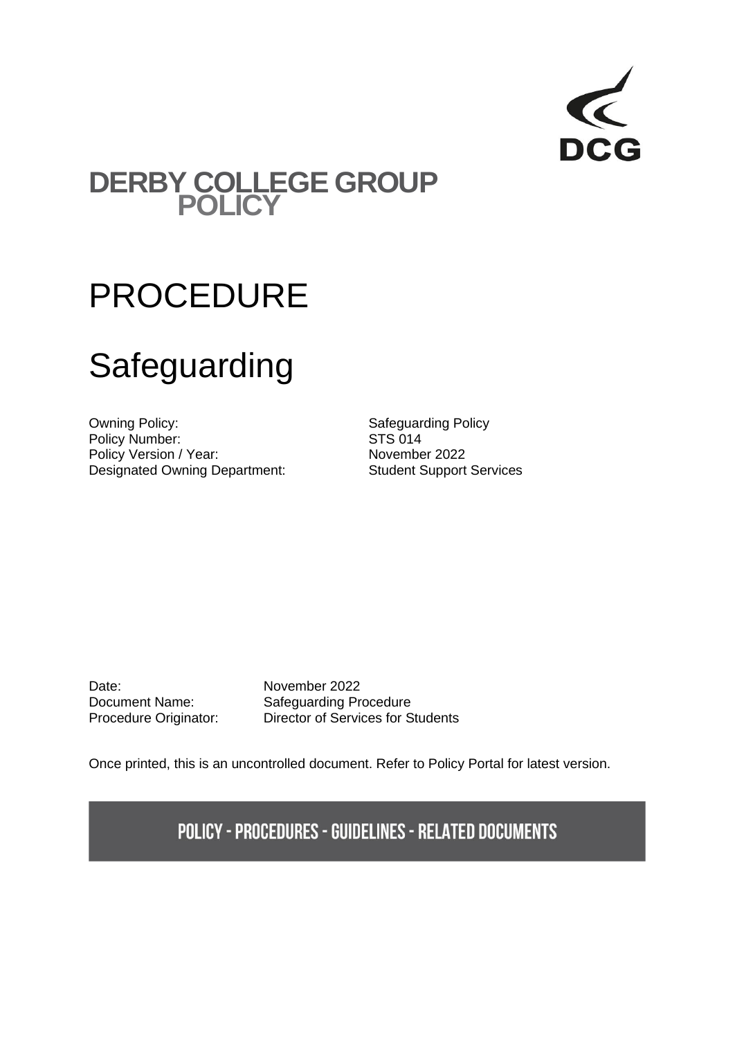DCG

# DERBY COLLEGE GROUP POLICY

# PROCEDURE

# Safeguarding

| | |
|---|---|
| Owning Policy: | Safeguarding Policy |
| Policy Number: | STS 014 |
| Policy Version / Year: | November 2022 |
| Designated Owning Department: | Student Support Services |

| | |
|---|---|
| Date: | November 2022 |
| Document Name: | Safeguarding Procedure |
| Procedure Originator: | Director of Services for Students |

Once printed, this is an uncontrolled document. Refer to Policy Portal for latest version.

**POLICY - PROCEDURES - GUIDELINES - RELATED DOCUMENTS**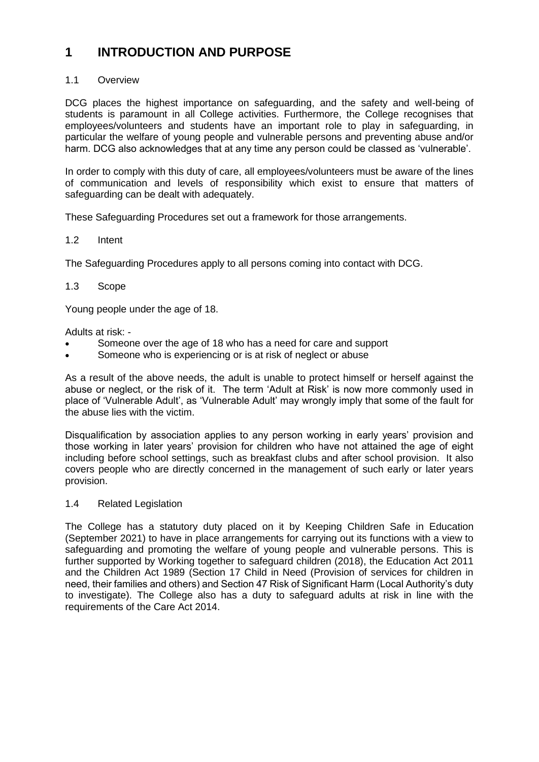# 1 INTRODUCTION AND PURPOSE

## 1.1 Overview

DCG places the highest importance on safeguarding, and the safety and well-being of students is paramount in all College activities. Furthermore, the College recognises that employees/volunteers and students have an important role to play in safeguarding, in particular the welfare of young people and vulnerable persons and preventing abuse and/or harm. DCG also acknowledges that at any time any person could be classed as 'vulnerable'.

In order to comply with this duty of care, all employees/volunteers must be aware of the lines of communication and levels of responsibility which exist to ensure that matters of safeguarding can be dealt with adequately.

These Safeguarding Procedures set out a framework for those arrangements.

## 1.2 Intent

The Safeguarding Procedures apply to all persons coming into contact with DCG.

## 1.3 Scope

Young people under the age of 18.

Adults at risk: -

- Someone over the age of 18 who has a need for care and support
- Someone who is experiencing or is at risk of neglect or abuse

As a result of the above needs, the adult is unable to protect himself or herself against the abuse or neglect, or the risk of it. The term 'Adult at Risk' is now more commonly used in place of 'Vulnerable Adult', as 'Vulnerable Adult' may wrongly imply that some of the fault for the abuse lies with the victim.

Disqualification by association applies to any person working in early years' provision and those working in later years' provision for children who have not attained the age of eight including before school settings, such as breakfast clubs and after school provision. It also covers people who are directly concerned in the management of such early or later years provision.

## 1.4 Related Legislation

The College has a statutory duty placed on it by Keeping Children Safe in Education (September 2021) to have in place arrangements for carrying out its functions with a view to safeguarding and promoting the welfare of young people and vulnerable persons. This is further supported by Working together to safeguard children (2018), the Education Act 2011 and the Children Act 1989 (Section 17 Child in Need (Provision of services for children in need, their families and others) and Section 47 Risk of Significant Harm (Local Authority's duty to investigate). The College also has a duty to safeguard adults at risk in line with the requirements of the Care Act 2014.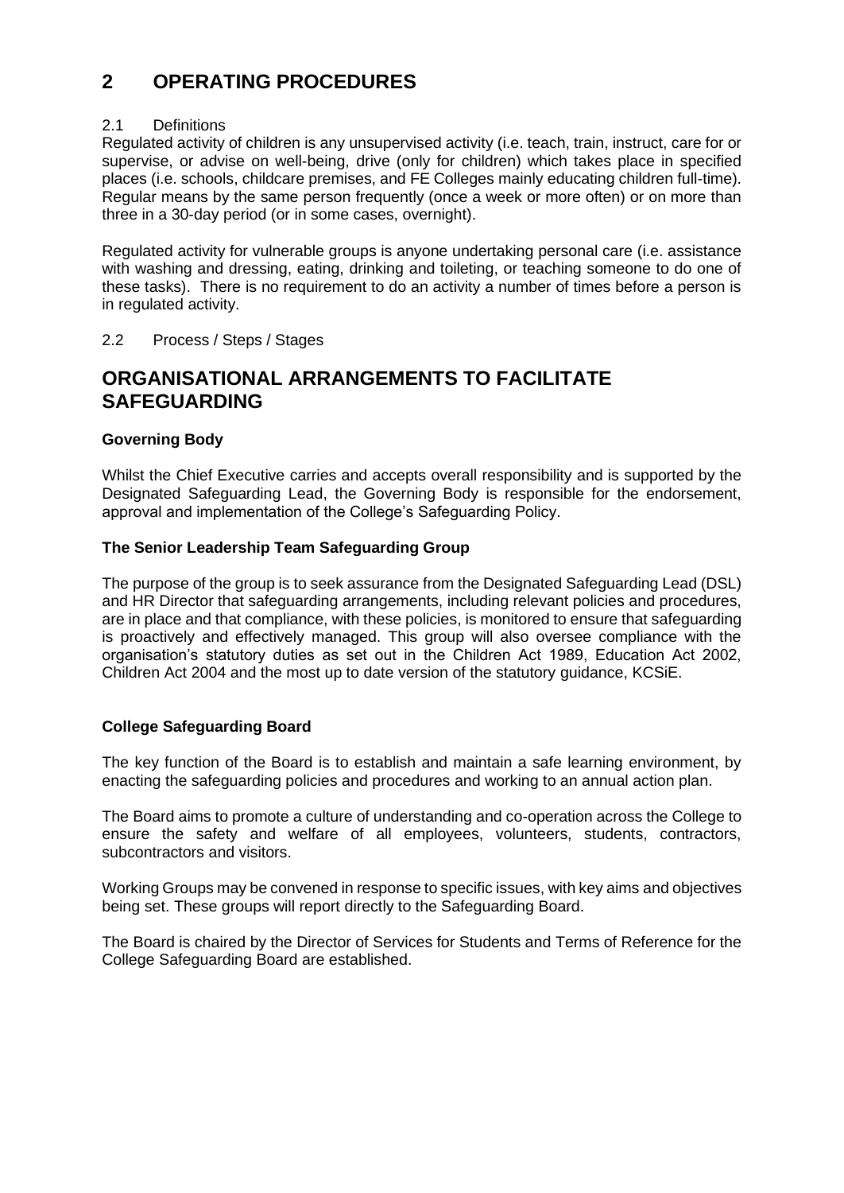# 2 OPERATING PROCEDURES

2.1 Definitions

Regulated activity of children is any unsupervised activity (i.e. teach, train, instruct, care for or supervise, or advise on well-being, drive (only for children) which takes place in specified places (i.e. schools, childcare premises, and FE Colleges mainly educating children full-time). Regular means by the same person frequently (once a week or more often) or on more than three in a 30-day period (or in some cases, overnight).

Regulated activity for vulnerable groups is anyone undertaking personal care (i.e. assistance with washing and dressing, eating, drinking and toileting, or teaching someone to do one of these tasks). There is no requirement to do an activity a number of times before a person is in regulated activity.

2.2 Process / Steps / Stages

## ORGANISATIONAL ARRANGEMENTS TO FACILITATE SAFEGUARDING

**Governing Body**

Whilst the Chief Executive carries and accepts overall responsibility and is supported by the Designated Safeguarding Lead, the Governing Body is responsible for the endorsement, approval and implementation of the College's Safeguarding Policy.

**The Senior Leadership Team Safeguarding Group**

The purpose of the group is to seek assurance from the Designated Safeguarding Lead (DSL) and HR Director that safeguarding arrangements, including relevant policies and procedures, are in place and that compliance, with these policies, is monitored to ensure that safeguarding is proactively and effectively managed. This group will also oversee compliance with the organisation's statutory duties as set out in the Children Act 1989, Education Act 2002, Children Act 2004 and the most up to date version of the statutory guidance, KCSiE.

**College Safeguarding Board**

The key function of the Board is to establish and maintain a safe learning environment, by enacting the safeguarding policies and procedures and working to an annual action plan.

The Board aims to promote a culture of understanding and co-operation across the College to ensure the safety and welfare of all employees, volunteers, students, contractors, subcontractors and visitors.

Working Groups may be convened in response to specific issues, with key aims and objectives being set. These groups will report directly to the Safeguarding Board.

The Board is chaired by the Director of Services for Students and Terms of Reference for the College Safeguarding Board are established.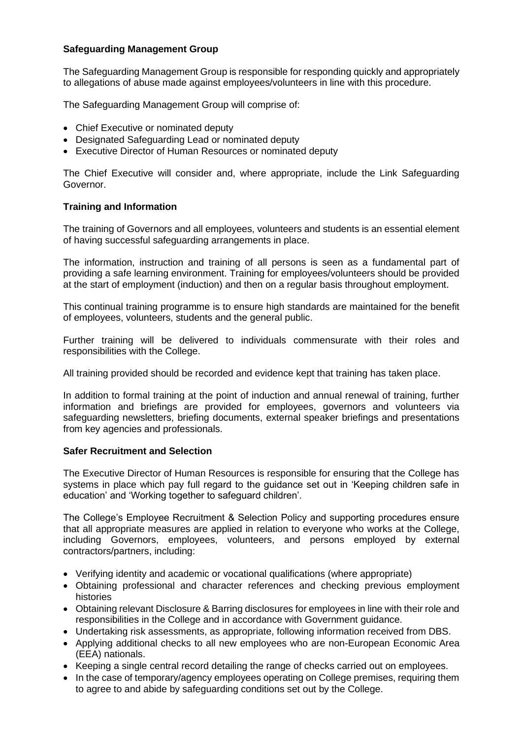**Safeguarding Management Group**

The Safeguarding Management Group is responsible for responding quickly and appropriately to allegations of abuse made against employees/volunteers in line with this procedure.

The Safeguarding Management Group will comprise of:

- Chief Executive or nominated deputy
- Designated Safeguarding Lead or nominated deputy
- Executive Director of Human Resources or nominated deputy

The Chief Executive will consider and, where appropriate, include the Link Safeguarding Governor.

**Training and Information**

The training of Governors and all employees, volunteers and students is an essential element of having successful safeguarding arrangements in place.

The information, instruction and training of all persons is seen as a fundamental part of providing a safe learning environment. Training for employees/volunteers should be provided at the start of employment (induction) and then on a regular basis throughout employment.

This continual training programme is to ensure high standards are maintained for the benefit of employees, volunteers, students and the general public.

Further training will be delivered to individuals commensurate with their roles and responsibilities with the College.

All training provided should be recorded and evidence kept that training has taken place.

In addition to formal training at the point of induction and annual renewal of training, further information and briefings are provided for employees, governors and volunteers via safeguarding newsletters, briefing documents, external speaker briefings and presentations from key agencies and professionals.

**Safer Recruitment and Selection**

The Executive Director of Human Resources is responsible for ensuring that the College has systems in place which pay full regard to the guidance set out in 'Keeping children safe in education' and 'Working together to safeguard children'.

The College's Employee Recruitment & Selection Policy and supporting procedures ensure that all appropriate measures are applied in relation to everyone who works at the College, including Governors, employees, volunteers, and persons employed by external contractors/partners, including:

- Verifying identity and academic or vocational qualifications (where appropriate)
- Obtaining professional and character references and checking previous employment histories
- Obtaining relevant Disclosure & Barring disclosures for employees in line with their role and responsibilities in the College and in accordance with Government guidance.
- Undertaking risk assessments, as appropriate, following information received from DBS.
- Applying additional checks to all new employees who are non-European Economic Area (EEA) nationals.
- Keeping a single central record detailing the range of checks carried out on employees.
- In the case of temporary/agency employees operating on College premises, requiring them to agree to and abide by safeguarding conditions set out by the College.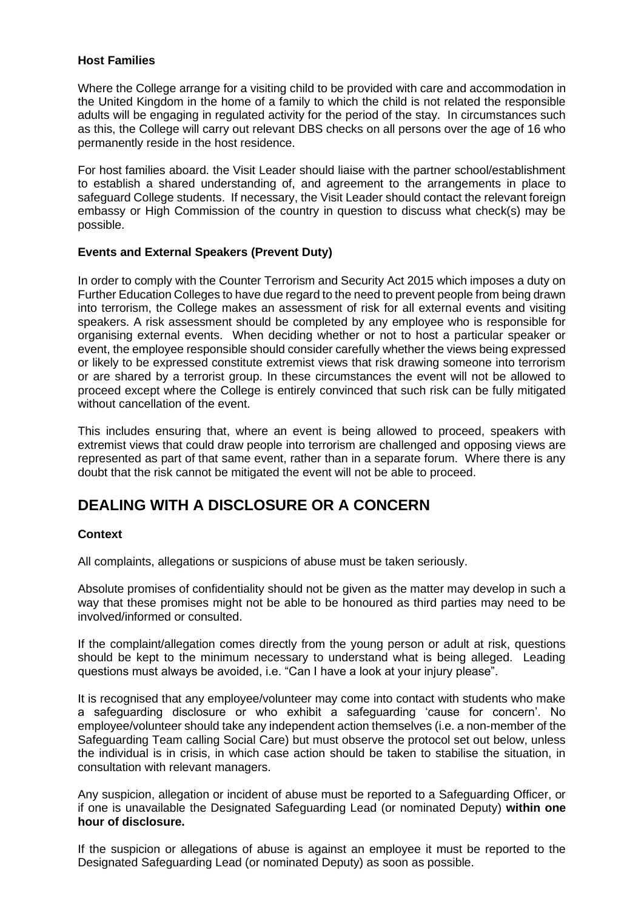**Host Families**

Where the College arrange for a visiting child to be provided with care and accommodation in the United Kingdom in the home of a family to which the child is not related the responsible adults will be engaging in regulated activity for the period of the stay. In circumstances such as this, the College will carry out relevant DBS checks on all persons over the age of 16 who permanently reside in the host residence.

For host families aboard. the Visit Leader should liaise with the partner school/establishment to establish a shared understanding of, and agreement to the arrangements in place to safeguard College students. If necessary, the Visit Leader should contact the relevant foreign embassy or High Commission of the country in question to discuss what check(s) may be possible.

**Events and External Speakers (Prevent Duty)**

In order to comply with the Counter Terrorism and Security Act 2015 which imposes a duty on Further Education Colleges to have due regard to the need to prevent people from being drawn into terrorism, the College makes an assessment of risk for all external events and visiting speakers. A risk assessment should be completed by any employee who is responsible for organising external events. When deciding whether or not to host a particular speaker or event, the employee responsible should consider carefully whether the views being expressed or likely to be expressed constitute extremist views that risk drawing someone into terrorism or are shared by a terrorist group. In these circumstances the event will not be allowed to proceed except where the College is entirely convinced that such risk can be fully mitigated without cancellation of the event.

This includes ensuring that, where an event is being allowed to proceed, speakers with extremist views that could draw people into terrorism are challenged and opposing views are represented as part of that same event, rather than in a separate forum. Where there is any doubt that the risk cannot be mitigated the event will not be able to proceed.

## DEALING WITH A DISCLOSURE OR A CONCERN

**Context**

All complaints, allegations or suspicions of abuse must be taken seriously.

Absolute promises of confidentiality should not be given as the matter may develop in such a way that these promises might not be able to be honoured as third parties may need to be involved/informed or consulted.

If the complaint/allegation comes directly from the young person or adult at risk, questions should be kept to the minimum necessary to understand what is being alleged. Leading questions must always be avoided, i.e. "Can I have a look at your injury please".

It is recognised that any employee/volunteer may come into contact with students who make a safeguarding disclosure or who exhibit a safeguarding 'cause for concern'. No employee/volunteer should take any independent action themselves (i.e. a non-member of the Safeguarding Team calling Social Care) but must observe the protocol set out below, unless the individual is in crisis, in which case action should be taken to stabilise the situation, in consultation with relevant managers.

Any suspicion, allegation or incident of abuse must be reported to a Safeguarding Officer, or if one is unavailable the Designated Safeguarding Lead (or nominated Deputy) **within one hour of disclosure.**

If the suspicion or allegations of abuse is against an employee it must be reported to the Designated Safeguarding Lead (or nominated Deputy) as soon as possible.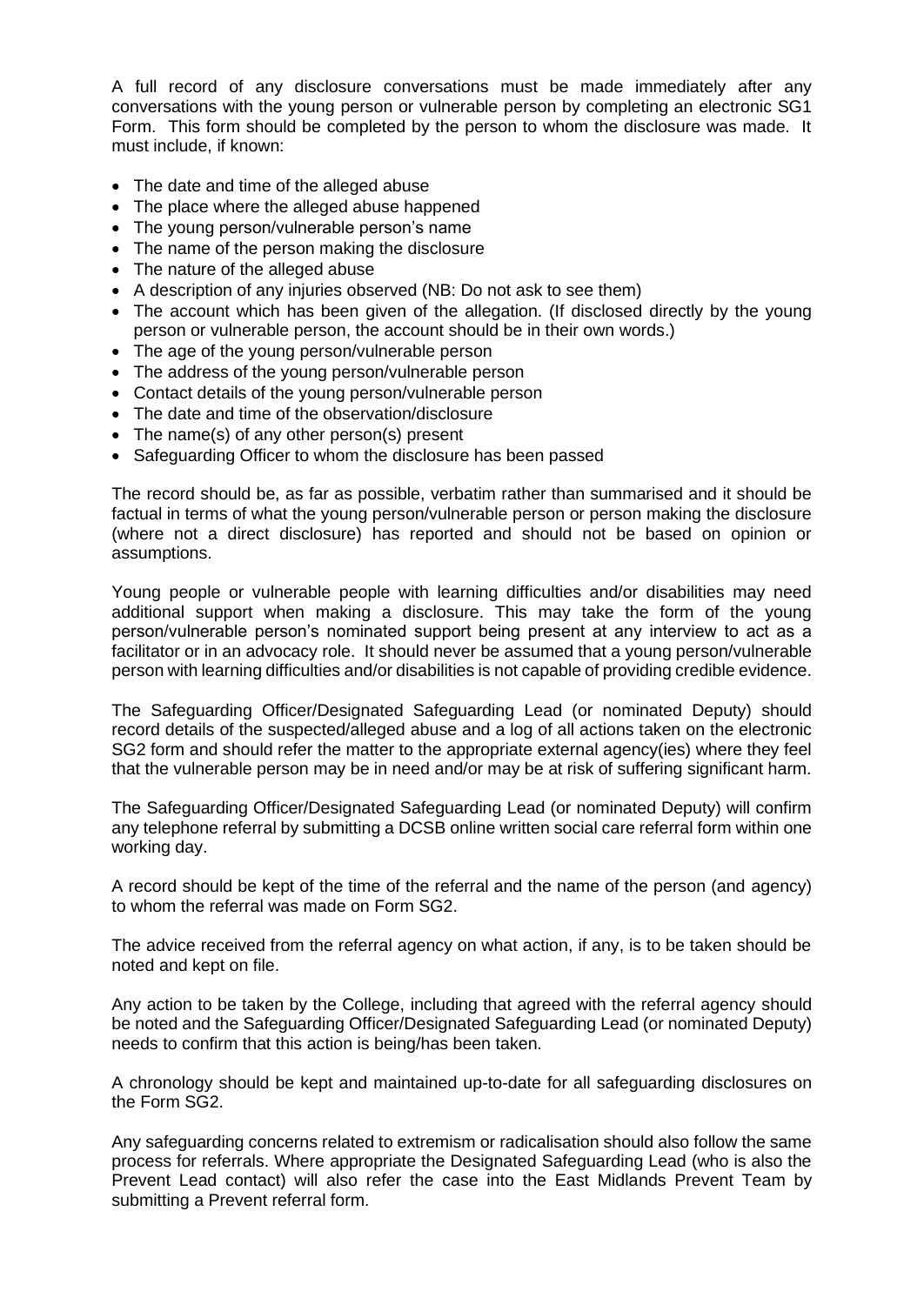A full record of any disclosure conversations must be made immediately after any conversations with the young person or vulnerable person by completing an electronic SG1 Form. This form should be completed by the person to whom the disclosure was made. It must include, if known:

- The date and time of the alleged abuse
- The place where the alleged abuse happened
- The young person/vulnerable person's name
- The name of the person making the disclosure
- The nature of the alleged abuse
- A description of any injuries observed (NB: Do not ask to see them)
- The account which has been given of the allegation. (If disclosed directly by the young person or vulnerable person, the account should be in their own words.)
- The age of the young person/vulnerable person
- The address of the young person/vulnerable person
- Contact details of the young person/vulnerable person
- The date and time of the observation/disclosure
- The name(s) of any other person(s) present
- Safeguarding Officer to whom the disclosure has been passed

The record should be, as far as possible, verbatim rather than summarised and it should be factual in terms of what the young person/vulnerable person or person making the disclosure (where not a direct disclosure) has reported and should not be based on opinion or assumptions.

Young people or vulnerable people with learning difficulties and/or disabilities may need additional support when making a disclosure. This may take the form of the young person/vulnerable person's nominated support being present at any interview to act as a facilitator or in an advocacy role. It should never be assumed that a young person/vulnerable person with learning difficulties and/or disabilities is not capable of providing credible evidence.

The Safeguarding Officer/Designated Safeguarding Lead (or nominated Deputy) should record details of the suspected/alleged abuse and a log of all actions taken on the electronic SG2 form and should refer the matter to the appropriate external agency(ies) where they feel that the vulnerable person may be in need and/or may be at risk of suffering significant harm.

The Safeguarding Officer/Designated Safeguarding Lead (or nominated Deputy) will confirm any telephone referral by submitting a DCSB online written social care referral form within one working day.

A record should be kept of the time of the referral and the name of the person (and agency) to whom the referral was made on Form SG2.

The advice received from the referral agency on what action, if any, is to be taken should be noted and kept on file.

Any action to be taken by the College, including that agreed with the referral agency should be noted and the Safeguarding Officer/Designated Safeguarding Lead (or nominated Deputy) needs to confirm that this action is being/has been taken.

A chronology should be kept and maintained up-to-date for all safeguarding disclosures on the Form SG2.

Any safeguarding concerns related to extremism or radicalisation should also follow the same process for referrals. Where appropriate the Designated Safeguarding Lead (who is also the Prevent Lead contact) will also refer the case into the East Midlands Prevent Team by submitting a Prevent referral form.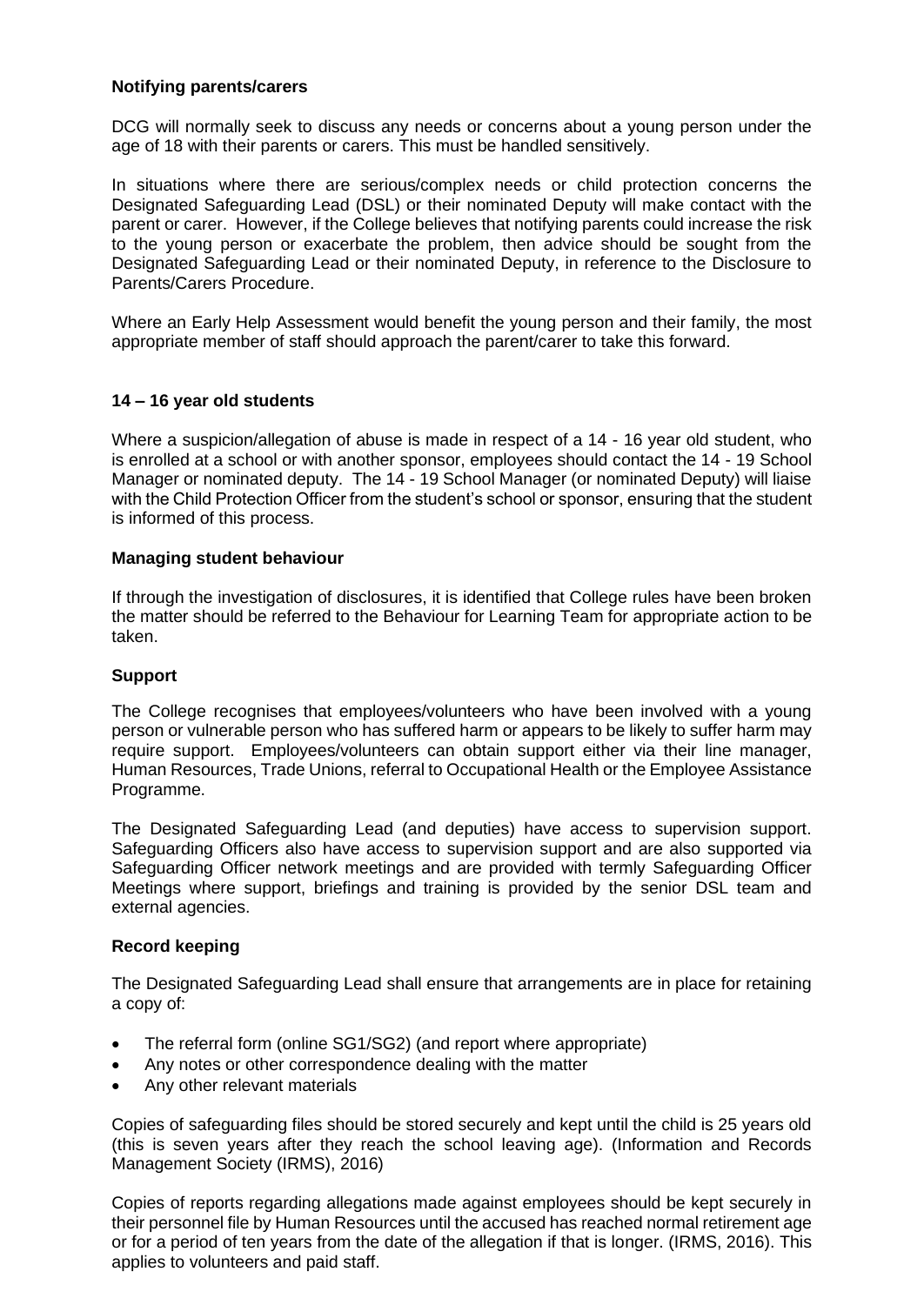**Notifying parents/carers**

DCG will normally seek to discuss any needs or concerns about a young person under the age of 18 with their parents or carers. This must be handled sensitively.

In situations where there are serious/complex needs or child protection concerns the Designated Safeguarding Lead (DSL) or their nominated Deputy will make contact with the parent or carer. However, if the College believes that notifying parents could increase the risk to the young person or exacerbate the problem, then advice should be sought from the Designated Safeguarding Lead or their nominated Deputy, in reference to the Disclosure to Parents/Carers Procedure.

Where an Early Help Assessment would benefit the young person and their family, the most appropriate member of staff should approach the parent/carer to take this forward.

**14 – 16 year old students**

Where a suspicion/allegation of abuse is made in respect of a 14 - 16 year old student, who is enrolled at a school or with another sponsor, employees should contact the 14 - 19 School Manager or nominated deputy. The 14 - 19 School Manager (or nominated Deputy) will liaise with the Child Protection Officer from the student's school or sponsor, ensuring that the student is informed of this process.

**Managing student behaviour**

If through the investigation of disclosures, it is identified that College rules have been broken the matter should be referred to the Behaviour for Learning Team for appropriate action to be taken.

**Support**

The College recognises that employees/volunteers who have been involved with a young person or vulnerable person who has suffered harm or appears to be likely to suffer harm may require support. Employees/volunteers can obtain support either via their line manager, Human Resources, Trade Unions, referral to Occupational Health or the Employee Assistance Programme.

The Designated Safeguarding Lead (and deputies) have access to supervision support. Safeguarding Officers also have access to supervision support and are also supported via Safeguarding Officer network meetings and are provided with termly Safeguarding Officer Meetings where support, briefings and training is provided by the senior DSL team and external agencies.

**Record keeping**

The Designated Safeguarding Lead shall ensure that arrangements are in place for retaining a copy of:

- The referral form (online SG1/SG2) (and report where appropriate)
- Any notes or other correspondence dealing with the matter
- Any other relevant materials

Copies of safeguarding files should be stored securely and kept until the child is 25 years old (this is seven years after they reach the school leaving age). (Information and Records Management Society (IRMS), 2016)

Copies of reports regarding allegations made against employees should be kept securely in their personnel file by Human Resources until the accused has reached normal retirement age or for a period of ten years from the date of the allegation if that is longer. (IRMS, 2016). This applies to volunteers and paid staff.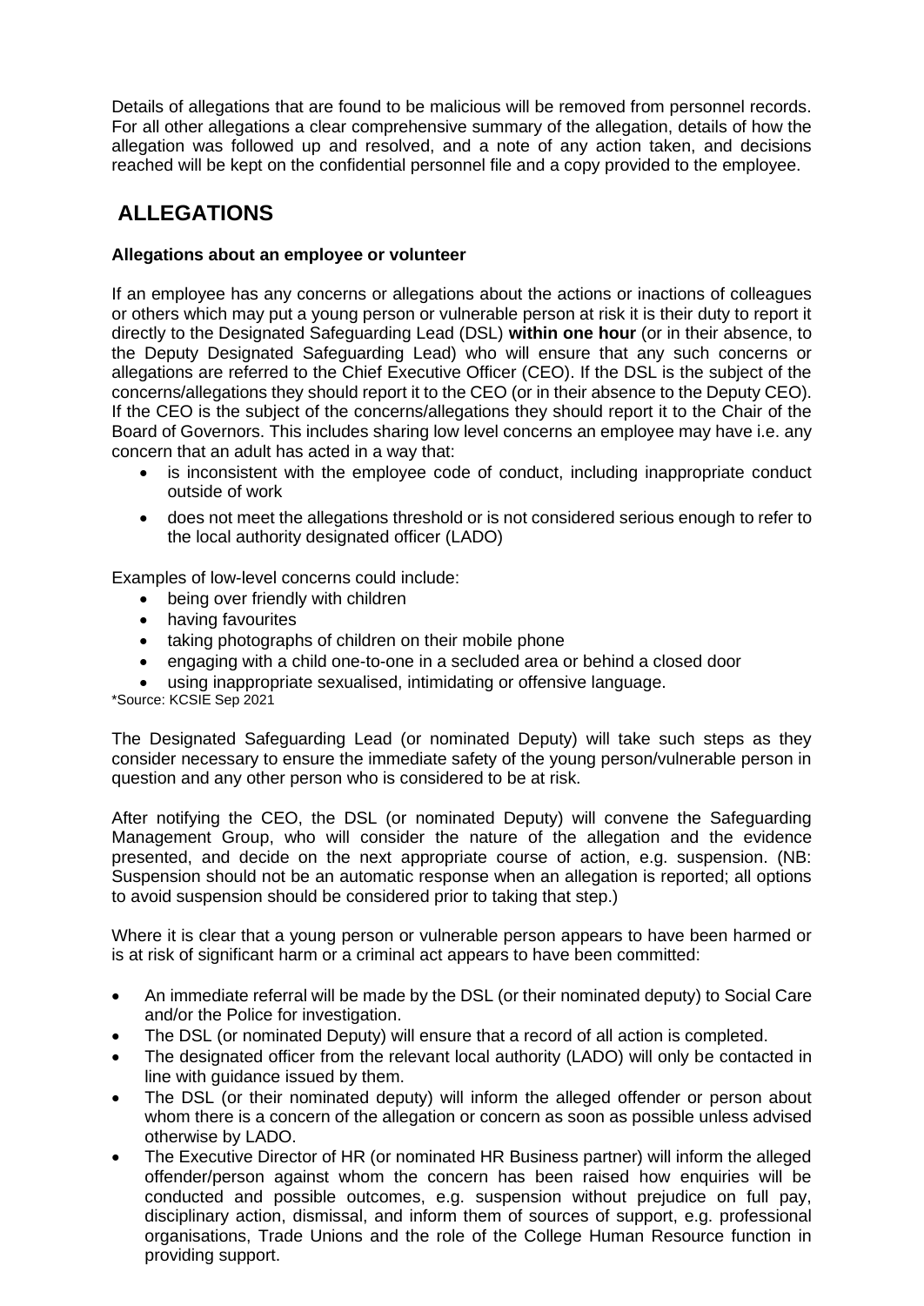Details of allegations that are found to be malicious will be removed from personnel records. For all other allegations a clear comprehensive summary of the allegation, details of how the allegation was followed up and resolved, and a note of any action taken, and decisions reached will be kept on the confidential personnel file and a copy provided to the employee.

## ALLEGATIONS

**Allegations about an employee or volunteer**

If an employee has any concerns or allegations about the actions or inactions of colleagues or others which may put a young person or vulnerable person at risk it is their duty to report it directly to the Designated Safeguarding Lead (DSL) **within one hour** (or in their absence, to the Deputy Designated Safeguarding Lead) who will ensure that any such concerns or allegations are referred to the Chief Executive Officer (CEO). If the DSL is the subject of the concerns/allegations they should report it to the CEO (or in their absence to the Deputy CEO). If the CEO is the subject of the concerns/allegations they should report it to the Chair of the Board of Governors. This includes sharing low level concerns an employee may have i.e. any concern that an adult has acted in a way that:

- is inconsistent with the employee code of conduct, including inappropriate conduct outside of work
- does not meet the allegations threshold or is not considered serious enough to refer to the local authority designated officer (LADO)

Examples of low-level concerns could include:

- being over friendly with children
- having favourites
- taking photographs of children on their mobile phone
- engaging with a child one-to-one in a secluded area or behind a closed door
- using inappropriate sexualised, intimidating or offensive language.

*Source: KCSIE Sep 2021

The Designated Safeguarding Lead (or nominated Deputy) will take such steps as they consider necessary to ensure the immediate safety of the young person/vulnerable person in question and any other person who is considered to be at risk.

After notifying the CEO, the DSL (or nominated Deputy) will convene the Safeguarding Management Group, who will consider the nature of the allegation and the evidence presented, and decide on the next appropriate course of action, e.g. suspension. (NB: Suspension should not be an automatic response when an allegation is reported; all options to avoid suspension should be considered prior to taking that step.)

Where it is clear that a young person or vulnerable person appears to have been harmed or is at risk of significant harm or a criminal act appears to have been committed:

- An immediate referral will be made by the DSL (or their nominated deputy) to Social Care and/or the Police for investigation.
- The DSL (or nominated Deputy) will ensure that a record of all action is completed.
- The designated officer from the relevant local authority (LADO) will only be contacted in line with guidance issued by them.
- The DSL (or their nominated deputy) will inform the alleged offender or person about whom there is a concern of the allegation or concern as soon as possible unless advised otherwise by LADO.
- The Executive Director of HR (or nominated HR Business partner) will inform the alleged offender/person against whom the concern has been raised how enquiries will be conducted and possible outcomes, e.g. suspension without prejudice on full pay, disciplinary action, dismissal, and inform them of sources of support, e.g. professional organisations, Trade Unions and the role of the College Human Resource function in providing support.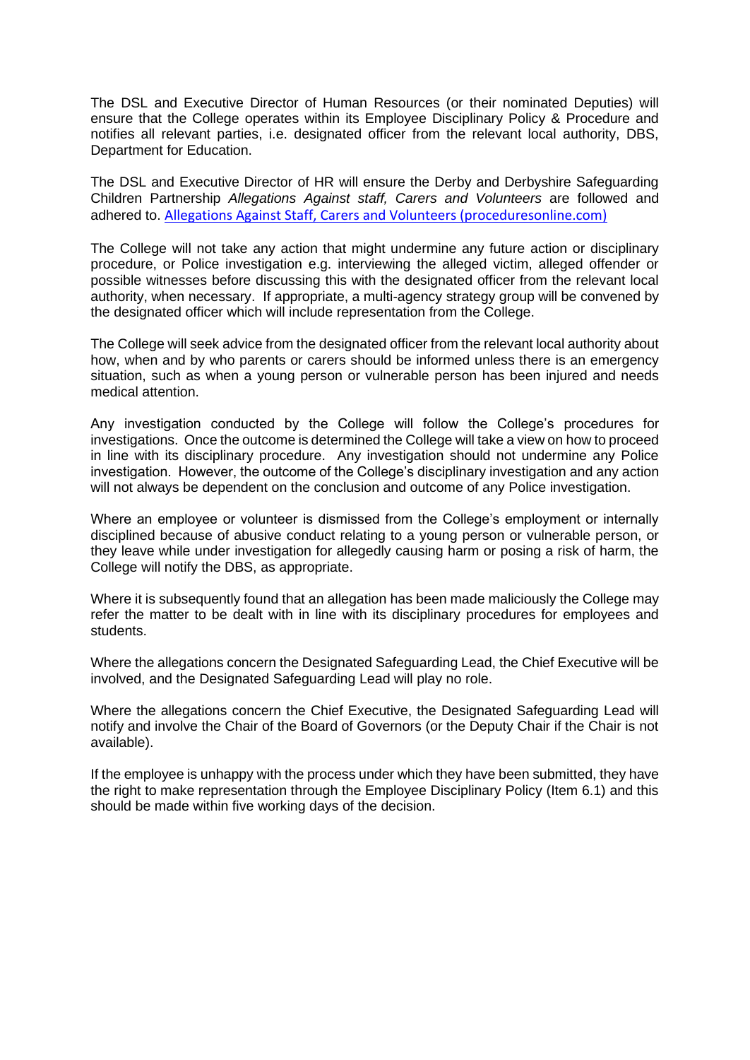The DSL and Executive Director of Human Resources (or their nominated Deputies) will ensure that the College operates within its Employee Disciplinary Policy & Procedure and notifies all relevant parties, i.e. designated officer from the relevant local authority, DBS, Department for Education.

The DSL and Executive Director of HR will ensure the Derby and Derbyshire Safeguarding Children Partnership *Allegations Against staff, Carers and Volunteers* are followed and adhered to. [Allegations Against Staff, Carers and Volunteers (proceduresonline.com)](https://proceduresonline.com)

The College will not take any action that might undermine any future action or disciplinary procedure, or Police investigation e.g. interviewing the alleged victim, alleged offender or possible witnesses before discussing this with the designated officer from the relevant local authority, when necessary. If appropriate, a multi-agency strategy group will be convened by the designated officer which will include representation from the College.

The College will seek advice from the designated officer from the relevant local authority about how, when and by who parents or carers should be informed unless there is an emergency situation, such as when a young person or vulnerable person has been injured and needs medical attention.

Any investigation conducted by the College will follow the College's procedures for investigations. Once the outcome is determined the College will take a view on how to proceed in line with its disciplinary procedure. Any investigation should not undermine any Police investigation. However, the outcome of the College's disciplinary investigation and any action will not always be dependent on the conclusion and outcome of any Police investigation.

Where an employee or volunteer is dismissed from the College's employment or internally disciplined because of abusive conduct relating to a young person or vulnerable person, or they leave while under investigation for allegedly causing harm or posing a risk of harm, the College will notify the DBS, as appropriate.

Where it is subsequently found that an allegation has been made maliciously the College may refer the matter to be dealt with in line with its disciplinary procedures for employees and students.

Where the allegations concern the Designated Safeguarding Lead, the Chief Executive will be involved, and the Designated Safeguarding Lead will play no role.

Where the allegations concern the Chief Executive, the Designated Safeguarding Lead will notify and involve the Chair of the Board of Governors (or the Deputy Chair if the Chair is not available).

If the employee is unhappy with the process under which they have been submitted, they have the right to make representation through the Employee Disciplinary Policy (Item 6.1) and this should be made within five working days of the decision.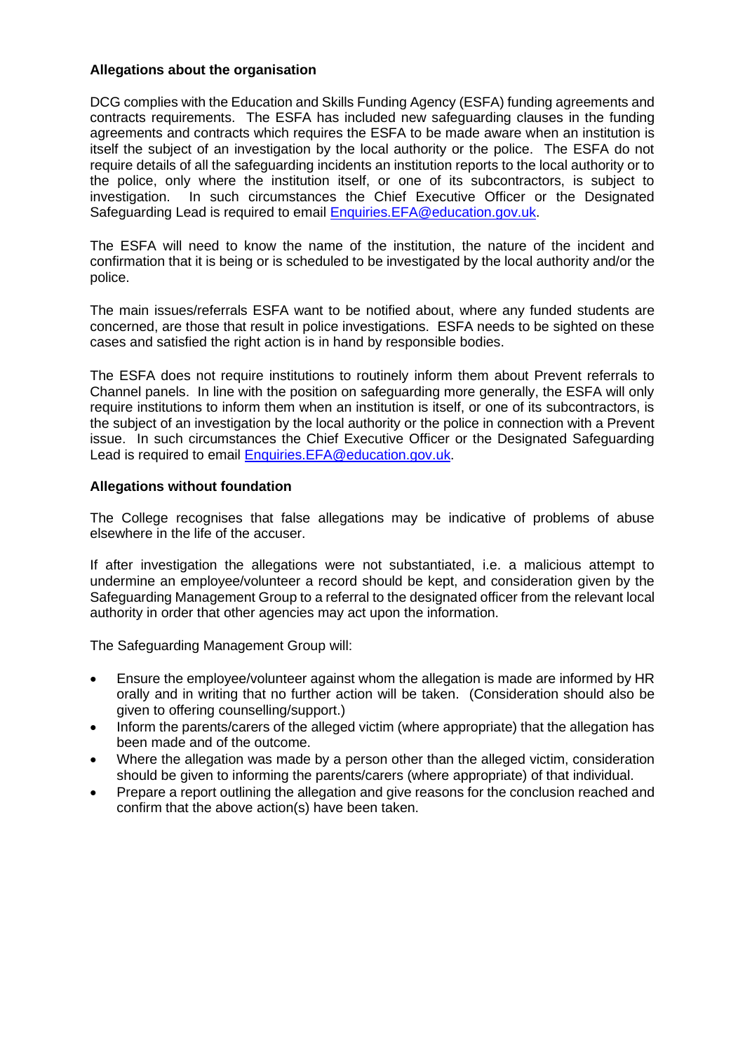**Allegations about the organisation**

DCG complies with the Education and Skills Funding Agency (ESFA) funding agreements and contracts requirements. The ESFA has included new safeguarding clauses in the funding agreements and contracts which requires the ESFA to be made aware when an institution is itself the subject of an investigation by the local authority or the police. The ESFA do not require details of all the safeguarding incidents an institution reports to the local authority or to the police, only where the institution itself, or one of its subcontractors, is subject to investigation. In such circumstances the Chief Executive Officer or the Designated Safeguarding Lead is required to email [Enquiries.EFA@education.gov.uk](mailto:Enquiries.EFA@education.gov.uk).

The ESFA will need to know the name of the institution, the nature of the incident and confirmation that it is being or is scheduled to be investigated by the local authority and/or the police.

The main issues/referrals ESFA want to be notified about, where any funded students are concerned, are those that result in police investigations. ESFA needs to be sighted on these cases and satisfied the right action is in hand by responsible bodies.

The ESFA does not require institutions to routinely inform them about Prevent referrals to Channel panels. In line with the position on safeguarding more generally, the ESFA will only require institutions to inform them when an institution is itself, or one of its subcontractors, is the subject of an investigation by the local authority or the police in connection with a Prevent issue. In such circumstances the Chief Executive Officer or the Designated Safeguarding Lead is required to email [Enquiries.EFA@education.gov.uk](mailto:Enquiries.EFA@education.gov.uk).

**Allegations without foundation**

The College recognises that false allegations may be indicative of problems of abuse elsewhere in the life of the accuser.

If after investigation the allegations were not substantiated, i.e. a malicious attempt to undermine an employee/volunteer a record should be kept, and consideration given by the Safeguarding Management Group to a referral to the designated officer from the relevant local authority in order that other agencies may act upon the information.

The Safeguarding Management Group will:

- Ensure the employee/volunteer against whom the allegation is made are informed by HR orally and in writing that no further action will be taken. (Consideration should also be given to offering counselling/support.)
- Inform the parents/carers of the alleged victim (where appropriate) that the allegation has been made and of the outcome.
- Where the allegation was made by a person other than the alleged victim, consideration should be given to informing the parents/carers (where appropriate) of that individual.
- Prepare a report outlining the allegation and give reasons for the conclusion reached and confirm that the above action(s) have been taken.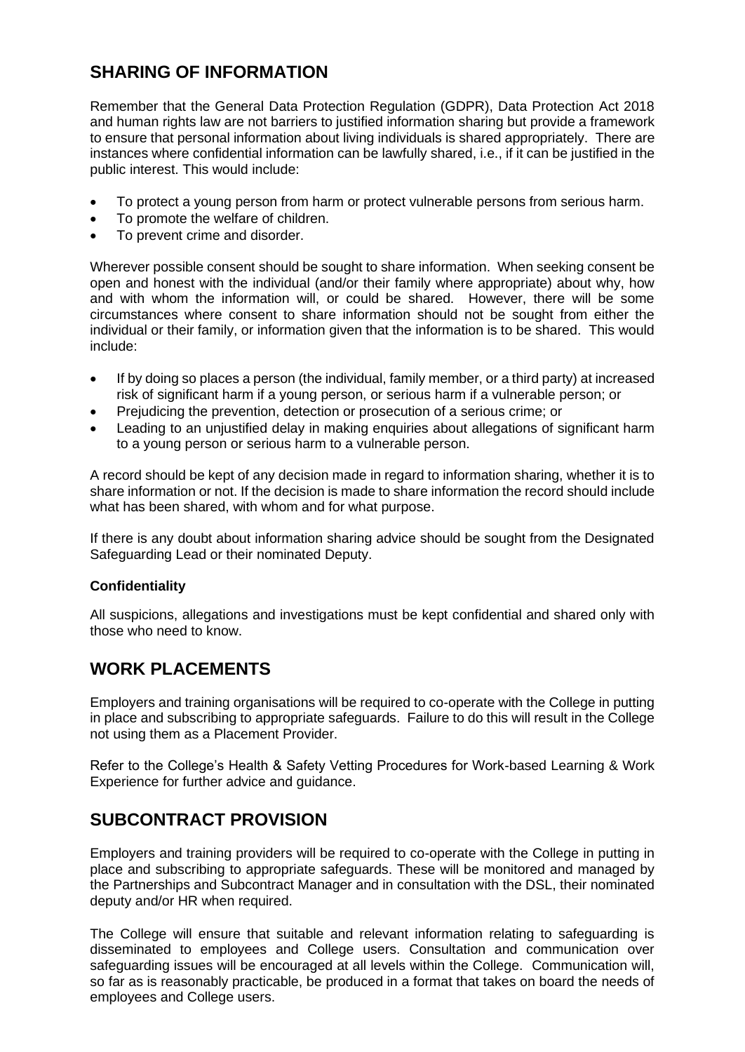## SHARING OF INFORMATION

Remember that the General Data Protection Regulation (GDPR), Data Protection Act 2018 and human rights law are not barriers to justified information sharing but provide a framework to ensure that personal information about living individuals is shared appropriately. There are instances where confidential information can be lawfully shared, i.e., if it can be justified in the public interest. This would include:

- To protect a young person from harm or protect vulnerable persons from serious harm.
- To promote the welfare of children.
- To prevent crime and disorder.

Wherever possible consent should be sought to share information. When seeking consent be open and honest with the individual (and/or their family where appropriate) about why, how and with whom the information will, or could be shared. However, there will be some circumstances where consent to share information should not be sought from either the individual or their family, or information given that the information is to be shared. This would include:

- If by doing so places a person (the individual, family member, or a third party) at increased risk of significant harm if a young person, or serious harm if a vulnerable person; or
- Prejudicing the prevention, detection or prosecution of a serious crime; or
- Leading to an unjustified delay in making enquiries about allegations of significant harm to a young person or serious harm to a vulnerable person.

A record should be kept of any decision made in regard to information sharing, whether it is to share information or not. If the decision is made to share information the record should include what has been shared, with whom and for what purpose.

If there is any doubt about information sharing advice should be sought from the Designated Safeguarding Lead or their nominated Deputy.

**Confidentiality**

All suspicions, allegations and investigations must be kept confidential and shared only with those who need to know.

## WORK PLACEMENTS

Employers and training organisations will be required to co-operate with the College in putting in place and subscribing to appropriate safeguards. Failure to do this will result in the College not using them as a Placement Provider.

Refer to the College's Health & Safety Vetting Procedures for Work-based Learning & Work Experience for further advice and guidance.

## SUBCONTRACT PROVISION

Employers and training providers will be required to co-operate with the College in putting in place and subscribing to appropriate safeguards. These will be monitored and managed by the Partnerships and Subcontract Manager and in consultation with the DSL, their nominated deputy and/or HR when required.

The College will ensure that suitable and relevant information relating to safeguarding is disseminated to employees and College users. Consultation and communication over safeguarding issues will be encouraged at all levels within the College. Communication will, so far as is reasonably practicable, be produced in a format that takes on board the needs of employees and College users.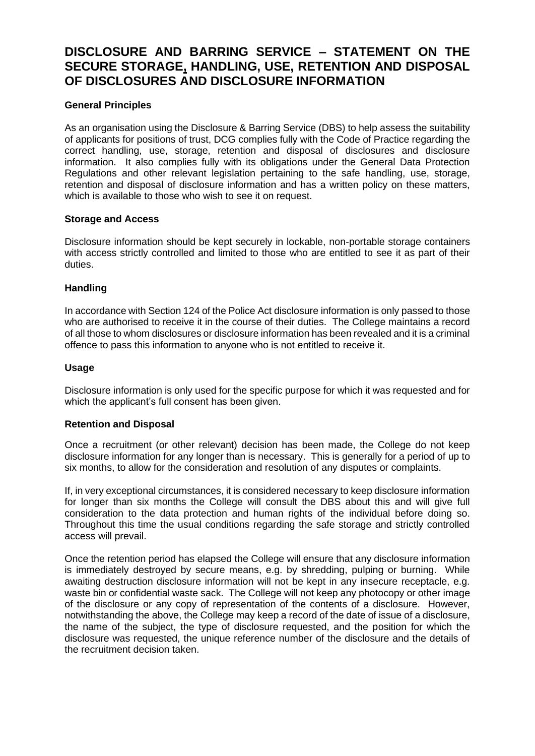# DISCLOSURE AND BARRING SERVICE – STATEMENT ON THE SECURE STORAGE, HANDLING, USE, RETENTION AND DISPOSAL OF DISCLOSURES AND DISCLOSURE INFORMATION

**General Principles**

As an organisation using the Disclosure & Barring Service (DBS) to help assess the suitability of applicants for positions of trust, DCG complies fully with the Code of Practice regarding the correct handling, use, storage, retention and disposal of disclosures and disclosure information. It also complies fully with its obligations under the General Data Protection Regulations and other relevant legislation pertaining to the safe handling, use, storage, retention and disposal of disclosure information and has a written policy on these matters, which is available to those who wish to see it on request.

**Storage and Access**

Disclosure information should be kept securely in lockable, non-portable storage containers with access strictly controlled and limited to those who are entitled to see it as part of their duties.

**Handling**

In accordance with Section 124 of the Police Act disclosure information is only passed to those who are authorised to receive it in the course of their duties. The College maintains a record of all those to whom disclosures or disclosure information has been revealed and it is a criminal offence to pass this information to anyone who is not entitled to receive it.

**Usage**

Disclosure information is only used for the specific purpose for which it was requested and for which the applicant's full consent has been given.

**Retention and Disposal**

Once a recruitment (or other relevant) decision has been made, the College do not keep disclosure information for any longer than is necessary. This is generally for a period of up to six months, to allow for the consideration and resolution of any disputes or complaints.

If, in very exceptional circumstances, it is considered necessary to keep disclosure information for longer than six months the College will consult the DBS about this and will give full consideration to the data protection and human rights of the individual before doing so. Throughout this time the usual conditions regarding the safe storage and strictly controlled access will prevail.

Once the retention period has elapsed the College will ensure that any disclosure information is immediately destroyed by secure means, e.g. by shredding, pulping or burning. While awaiting destruction disclosure information will not be kept in any insecure receptacle, e.g. waste bin or confidential waste sack. The College will not keep any photocopy or other image of the disclosure or any copy of representation of the contents of a disclosure. However, notwithstanding the above, the College may keep a record of the date of issue of a disclosure, the name of the subject, the type of disclosure requested, and the position for which the disclosure was requested, the unique reference number of the disclosure and the details of the recruitment decision taken.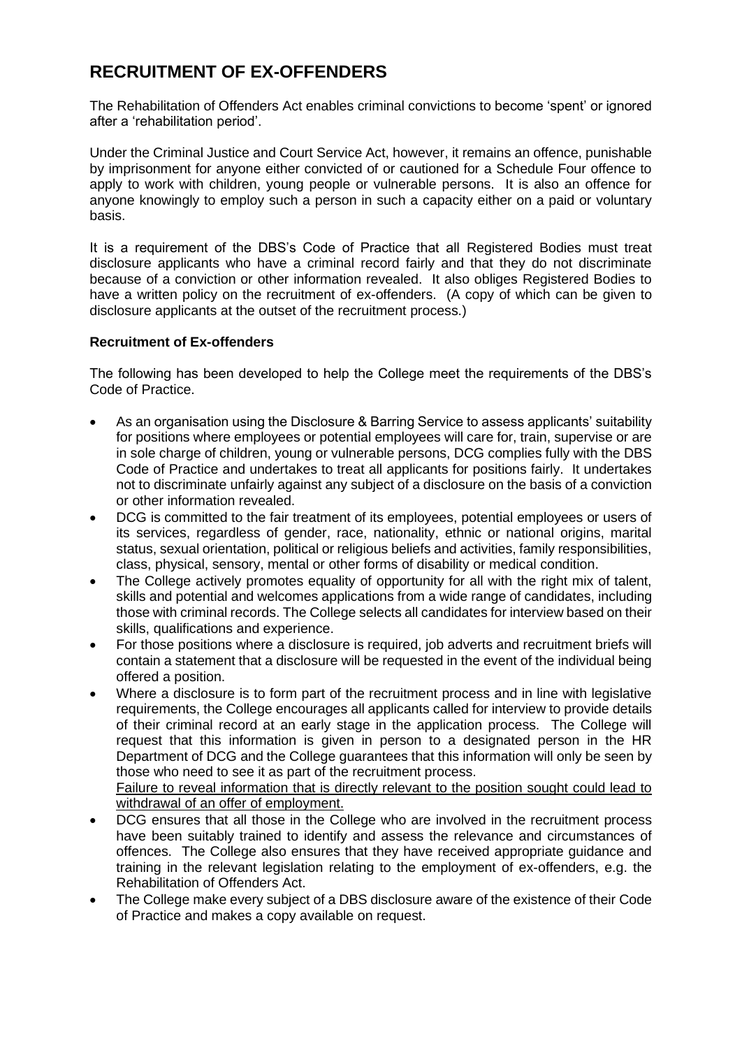# RECRUITMENT OF EX-OFFENDERS

The Rehabilitation of Offenders Act enables criminal convictions to become 'spent' or ignored after a 'rehabilitation period'.

Under the Criminal Justice and Court Service Act, however, it remains an offence, punishable by imprisonment for anyone either convicted of or cautioned for a Schedule Four offence to apply to work with children, young people or vulnerable persons. It is also an offence for anyone knowingly to employ such a person in such a capacity either on a paid or voluntary basis.

It is a requirement of the DBS's Code of Practice that all Registered Bodies must treat disclosure applicants who have a criminal record fairly and that they do not discriminate because of a conviction or other information revealed. It also obliges Registered Bodies to have a written policy on the recruitment of ex-offenders. (A copy of which can be given to disclosure applicants at the outset of the recruitment process.)

**Recruitment of Ex-offenders**

The following has been developed to help the College meet the requirements of the DBS's Code of Practice.

- As an organisation using the Disclosure & Barring Service to assess applicants' suitability for positions where employees or potential employees will care for, train, supervise or are in sole charge of children, young or vulnerable persons, DCG complies fully with the DBS Code of Practice and undertakes to treat all applicants for positions fairly. It undertakes not to discriminate unfairly against any subject of a disclosure on the basis of a conviction or other information revealed.
- DCG is committed to the fair treatment of its employees, potential employees or users of its services, regardless of gender, race, nationality, ethnic or national origins, marital status, sexual orientation, political or religious beliefs and activities, family responsibilities, class, physical, sensory, mental or other forms of disability or medical condition.
- The College actively promotes equality of opportunity for all with the right mix of talent, skills and potential and welcomes applications from a wide range of candidates, including those with criminal records. The College selects all candidates for interview based on their skills, qualifications and experience.
- For those positions where a disclosure is required, job adverts and recruitment briefs will contain a statement that a disclosure will be requested in the event of the individual being offered a position.
- Where a disclosure is to form part of the recruitment process and in line with legislative requirements, the College encourages all applicants called for interview to provide details of their criminal record at an early stage in the application process. The College will request that this information is given in person to a designated person in the HR Department of DCG and the College guarantees that this information will only be seen by those who need to see it as part of the recruitment process.
  <u>Failure to reveal information that is directly relevant to the position sought could lead to withdrawal of an offer of employment.</u>
- DCG ensures that all those in the College who are involved in the recruitment process have been suitably trained to identify and assess the relevance and circumstances of offences. The College also ensures that they have received appropriate guidance and training in the relevant legislation relating to the employment of ex-offenders, e.g. the Rehabilitation of Offenders Act.
- The College make every subject of a DBS disclosure aware of the existence of their Code of Practice and makes a copy available on request.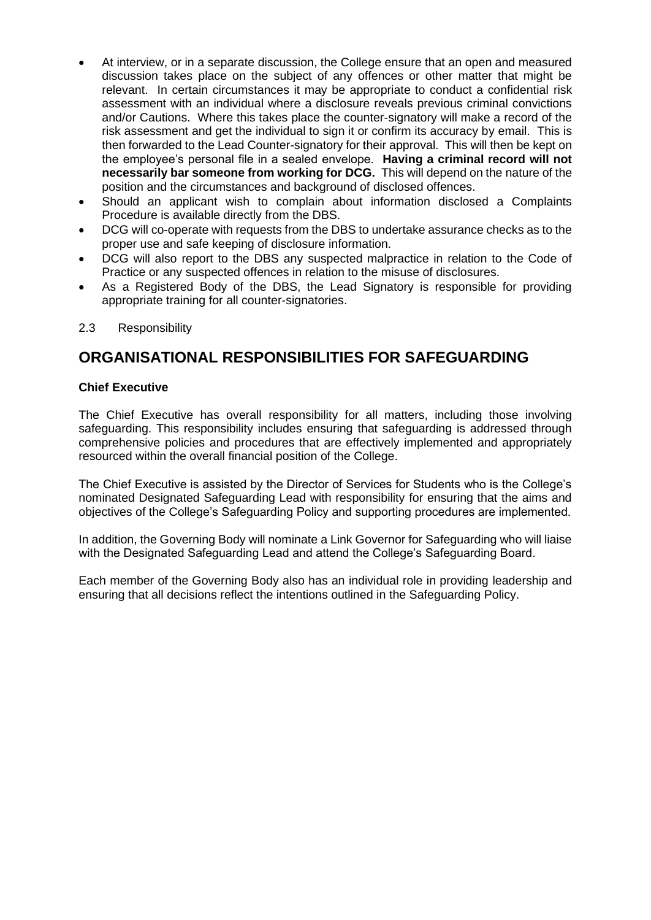- At interview, or in a separate discussion, the College ensure that an open and measured discussion takes place on the subject of any offences or other matter that might be relevant. In certain circumstances it may be appropriate to conduct a confidential risk assessment with an individual where a disclosure reveals previous criminal convictions and/or Cautions. Where this takes place the counter-signatory will make a record of the risk assessment and get the individual to sign it or confirm its accuracy by email. This is then forwarded to the Lead Counter-signatory for their approval. This will then be kept on the employee's personal file in a sealed envelope. **Having a criminal record will not necessarily bar someone from working for DCG.** This will depend on the nature of the position and the circumstances and background of disclosed offences.
- Should an applicant wish to complain about information disclosed a Complaints Procedure is available directly from the DBS.
- DCG will co-operate with requests from the DBS to undertake assurance checks as to the proper use and safe keeping of disclosure information.
- DCG will also report to the DBS any suspected malpractice in relation to the Code of Practice or any suspected offences in relation to the misuse of disclosures.
- As a Registered Body of the DBS, the Lead Signatory is responsible for providing appropriate training for all counter-signatories.

2.3 Responsibility

## ORGANISATIONAL RESPONSIBILITIES FOR SAFEGUARDING

**Chief Executive**

The Chief Executive has overall responsibility for all matters, including those involving safeguarding. This responsibility includes ensuring that safeguarding is addressed through comprehensive policies and procedures that are effectively implemented and appropriately resourced within the overall financial position of the College.

The Chief Executive is assisted by the Director of Services for Students who is the College's nominated Designated Safeguarding Lead with responsibility for ensuring that the aims and objectives of the College's Safeguarding Policy and supporting procedures are implemented.

In addition, the Governing Body will nominate a Link Governor for Safeguarding who will liaise with the Designated Safeguarding Lead and attend the College's Safeguarding Board.

Each member of the Governing Body also has an individual role in providing leadership and ensuring that all decisions reflect the intentions outlined in the Safeguarding Policy.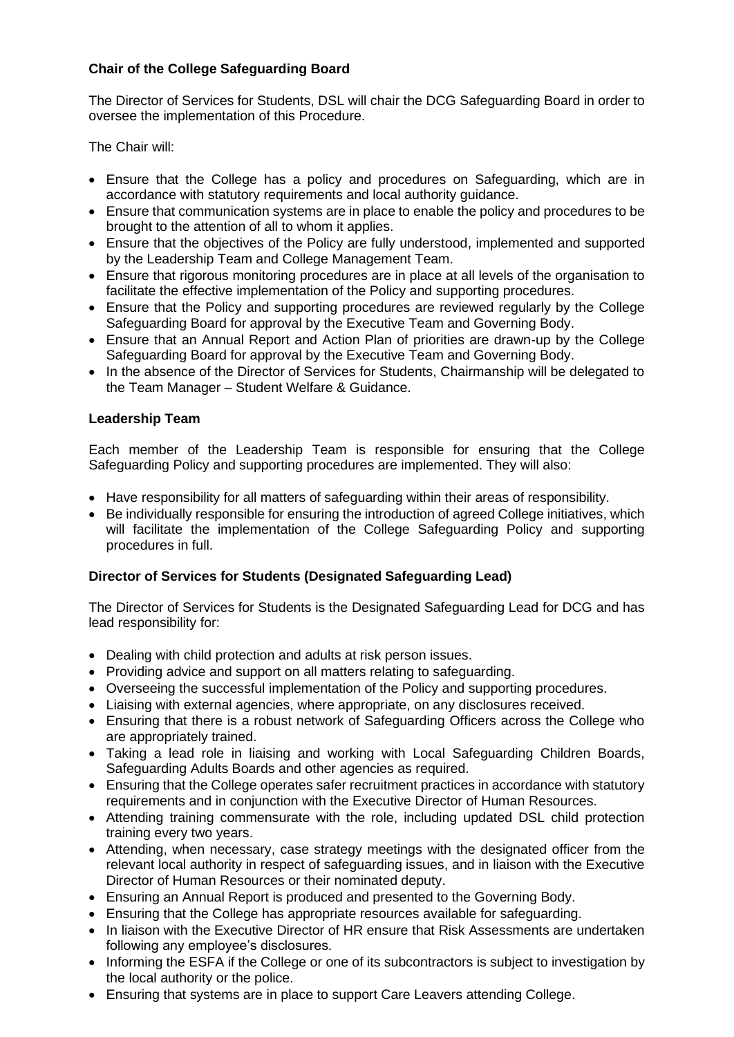**Chair of the College Safeguarding Board**

The Director of Services for Students, DSL will chair the DCG Safeguarding Board in order to oversee the implementation of this Procedure.

The Chair will:

- Ensure that the College has a policy and procedures on Safeguarding, which are in accordance with statutory requirements and local authority guidance.
- Ensure that communication systems are in place to enable the policy and procedures to be brought to the attention of all to whom it applies.
- Ensure that the objectives of the Policy are fully understood, implemented and supported by the Leadership Team and College Management Team.
- Ensure that rigorous monitoring procedures are in place at all levels of the organisation to facilitate the effective implementation of the Policy and supporting procedures.
- Ensure that the Policy and supporting procedures are reviewed regularly by the College Safeguarding Board for approval by the Executive Team and Governing Body.
- Ensure that an Annual Report and Action Plan of priorities are drawn-up by the College Safeguarding Board for approval by the Executive Team and Governing Body.
- In the absence of the Director of Services for Students, Chairmanship will be delegated to the Team Manager – Student Welfare & Guidance.

**Leadership Team**

Each member of the Leadership Team is responsible for ensuring that the College Safeguarding Policy and supporting procedures are implemented. They will also:

- Have responsibility for all matters of safeguarding within their areas of responsibility.
- Be individually responsible for ensuring the introduction of agreed College initiatives, which will facilitate the implementation of the College Safeguarding Policy and supporting procedures in full.

**Director of Services for Students (Designated Safeguarding Lead)**

The Director of Services for Students is the Designated Safeguarding Lead for DCG and has lead responsibility for:

- Dealing with child protection and adults at risk person issues.
- Providing advice and support on all matters relating to safeguarding.
- Overseeing the successful implementation of the Policy and supporting procedures.
- Liaising with external agencies, where appropriate, on any disclosures received.
- Ensuring that there is a robust network of Safeguarding Officers across the College who are appropriately trained.
- Taking a lead role in liaising and working with Local Safeguarding Children Boards, Safeguarding Adults Boards and other agencies as required.
- Ensuring that the College operates safer recruitment practices in accordance with statutory requirements and in conjunction with the Executive Director of Human Resources.
- Attending training commensurate with the role, including updated DSL child protection training every two years.
- Attending, when necessary, case strategy meetings with the designated officer from the relevant local authority in respect of safeguarding issues, and in liaison with the Executive Director of Human Resources or their nominated deputy.
- Ensuring an Annual Report is produced and presented to the Governing Body.
- Ensuring that the College has appropriate resources available for safeguarding.
- In liaison with the Executive Director of HR ensure that Risk Assessments are undertaken following any employee's disclosures.
- Informing the ESFA if the College or one of its subcontractors is subject to investigation by the local authority or the police.
- Ensuring that systems are in place to support Care Leavers attending College.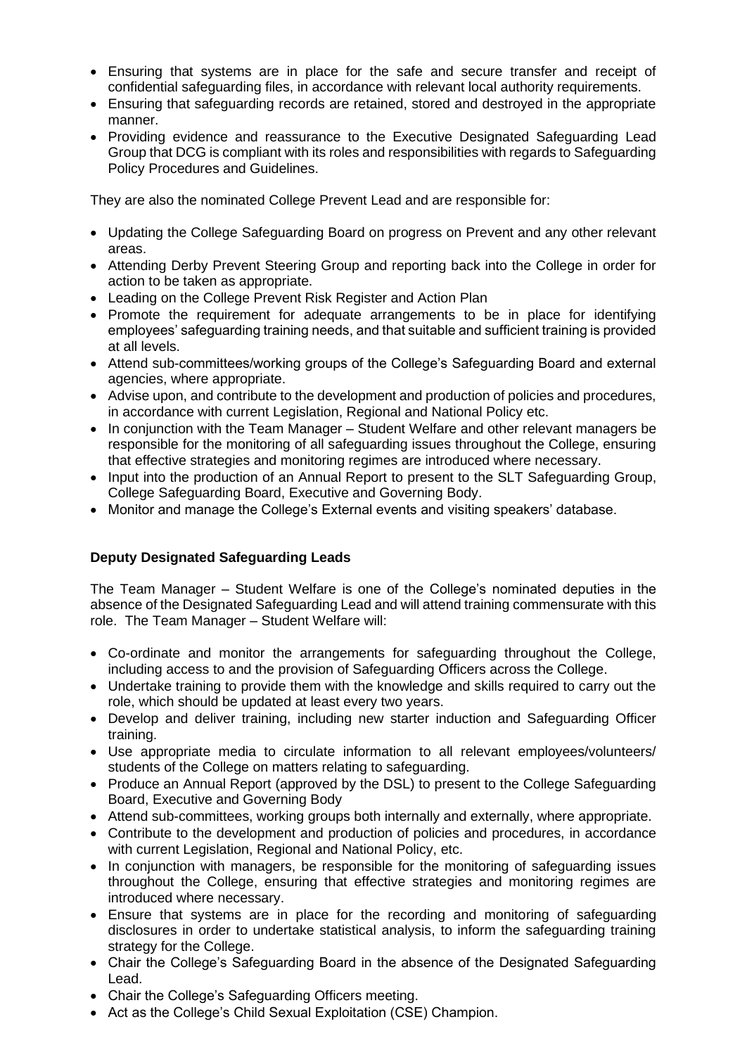- Ensuring that systems are in place for the safe and secure transfer and receipt of confidential safeguarding files, in accordance with relevant local authority requirements.
- Ensuring that safeguarding records are retained, stored and destroyed in the appropriate manner.
- Providing evidence and reassurance to the Executive Designated Safeguarding Lead Group that DCG is compliant with its roles and responsibilities with regards to Safeguarding Policy Procedures and Guidelines.

They are also the nominated College Prevent Lead and are responsible for:

- Updating the College Safeguarding Board on progress on Prevent and any other relevant areas.
- Attending Derby Prevent Steering Group and reporting back into the College in order for action to be taken as appropriate.
- Leading on the College Prevent Risk Register and Action Plan
- Promote the requirement for adequate arrangements to be in place for identifying employees' safeguarding training needs, and that suitable and sufficient training is provided at all levels.
- Attend sub-committees/working groups of the College's Safeguarding Board and external agencies, where appropriate.
- Advise upon, and contribute to the development and production of policies and procedures, in accordance with current Legislation, Regional and National Policy etc.
- In conjunction with the Team Manager – Student Welfare and other relevant managers be responsible for the monitoring of all safeguarding issues throughout the College, ensuring that effective strategies and monitoring regimes are introduced where necessary.
- Input into the production of an Annual Report to present to the SLT Safeguarding Group, College Safeguarding Board, Executive and Governing Body.
- Monitor and manage the College's External events and visiting speakers' database.

**Deputy Designated Safeguarding Leads**

The Team Manager – Student Welfare is one of the College's nominated deputies in the absence of the Designated Safeguarding Lead and will attend training commensurate with this role. The Team Manager – Student Welfare will:

- Co-ordinate and monitor the arrangements for safeguarding throughout the College, including access to and the provision of Safeguarding Officers across the College.
- Undertake training to provide them with the knowledge and skills required to carry out the role, which should be updated at least every two years.
- Develop and deliver training, including new starter induction and Safeguarding Officer training.
- Use appropriate media to circulate information to all relevant employees/volunteers/ students of the College on matters relating to safeguarding.
- Produce an Annual Report (approved by the DSL) to present to the College Safeguarding Board, Executive and Governing Body
- Attend sub-committees, working groups both internally and externally, where appropriate.
- Contribute to the development and production of policies and procedures, in accordance with current Legislation, Regional and National Policy, etc.
- In conjunction with managers, be responsible for the monitoring of safeguarding issues throughout the College, ensuring that effective strategies and monitoring regimes are introduced where necessary.
- Ensure that systems are in place for the recording and monitoring of safeguarding disclosures in order to undertake statistical analysis, to inform the safeguarding training strategy for the College.
- Chair the College's Safeguarding Board in the absence of the Designated Safeguarding Lead.
- Chair the College's Safeguarding Officers meeting.
- Act as the College's Child Sexual Exploitation (CSE) Champion.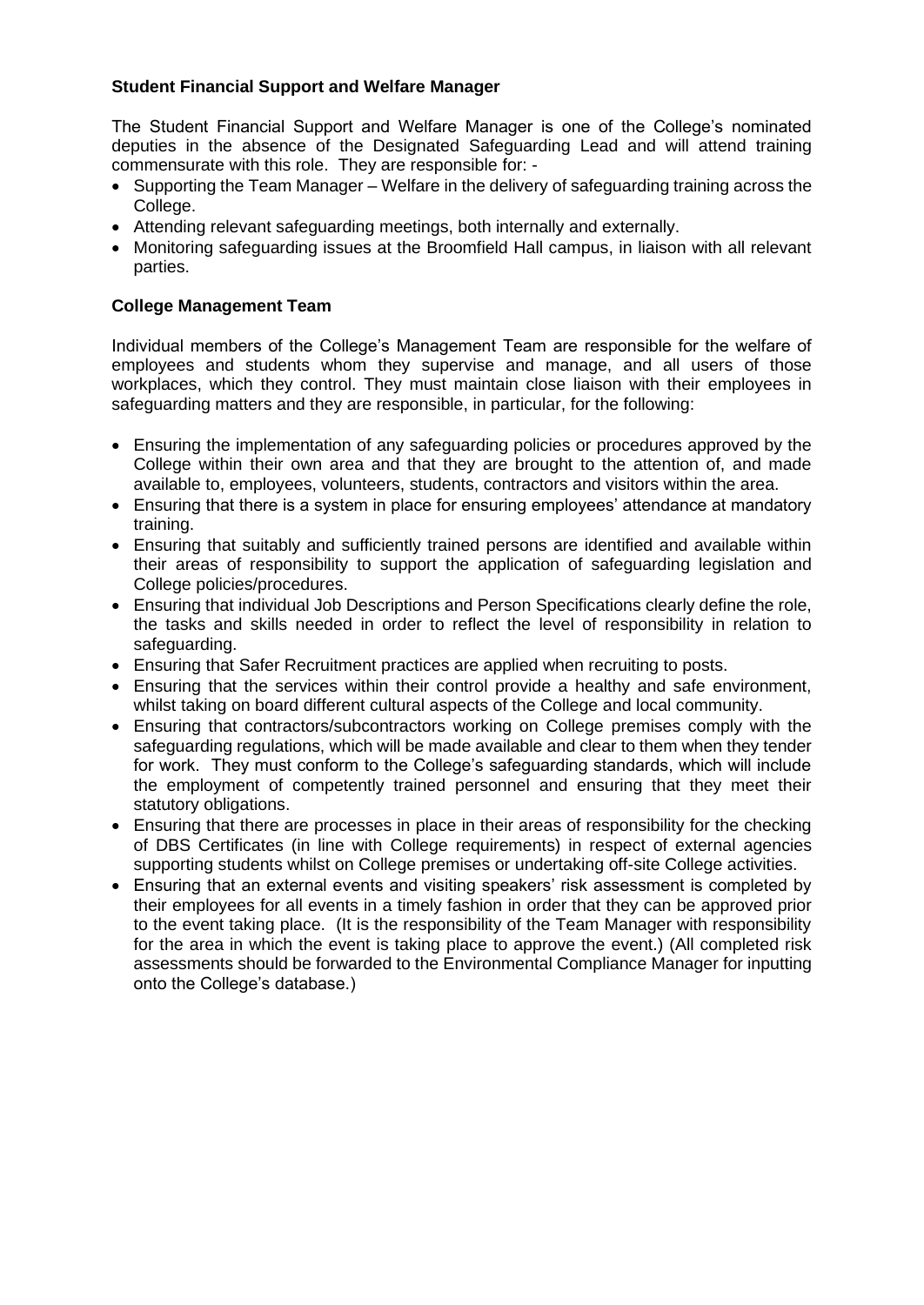**Student Financial Support and Welfare Manager**

The Student Financial Support and Welfare Manager is one of the College's nominated deputies in the absence of the Designated Safeguarding Lead and will attend training commensurate with this role. They are responsible for: -

- Supporting the Team Manager – Welfare in the delivery of safeguarding training across the College.
- Attending relevant safeguarding meetings, both internally and externally.
- Monitoring safeguarding issues at the Broomfield Hall campus, in liaison with all relevant parties.

**College Management Team**

Individual members of the College's Management Team are responsible for the welfare of employees and students whom they supervise and manage, and all users of those workplaces, which they control. They must maintain close liaison with their employees in safeguarding matters and they are responsible, in particular, for the following:

- Ensuring the implementation of any safeguarding policies or procedures approved by the College within their own area and that they are brought to the attention of, and made available to, employees, volunteers, students, contractors and visitors within the area.
- Ensuring that there is a system in place for ensuring employees' attendance at mandatory training.
- Ensuring that suitably and sufficiently trained persons are identified and available within their areas of responsibility to support the application of safeguarding legislation and College policies/procedures.
- Ensuring that individual Job Descriptions and Person Specifications clearly define the role, the tasks and skills needed in order to reflect the level of responsibility in relation to safeguarding.
- Ensuring that Safer Recruitment practices are applied when recruiting to posts.
- Ensuring that the services within their control provide a healthy and safe environment, whilst taking on board different cultural aspects of the College and local community.
- Ensuring that contractors/subcontractors working on College premises comply with the safeguarding regulations, which will be made available and clear to them when they tender for work. They must conform to the College's safeguarding standards, which will include the employment of competently trained personnel and ensuring that they meet their statutory obligations.
- Ensuring that there are processes in place in their areas of responsibility for the checking of DBS Certificates (in line with College requirements) in respect of external agencies supporting students whilst on College premises or undertaking off-site College activities.
- Ensuring that an external events and visiting speakers' risk assessment is completed by their employees for all events in a timely fashion in order that they can be approved prior to the event taking place. (It is the responsibility of the Team Manager with responsibility for the area in which the event is taking place to approve the event.) (All completed risk assessments should be forwarded to the Environmental Compliance Manager for inputting onto the College's database.)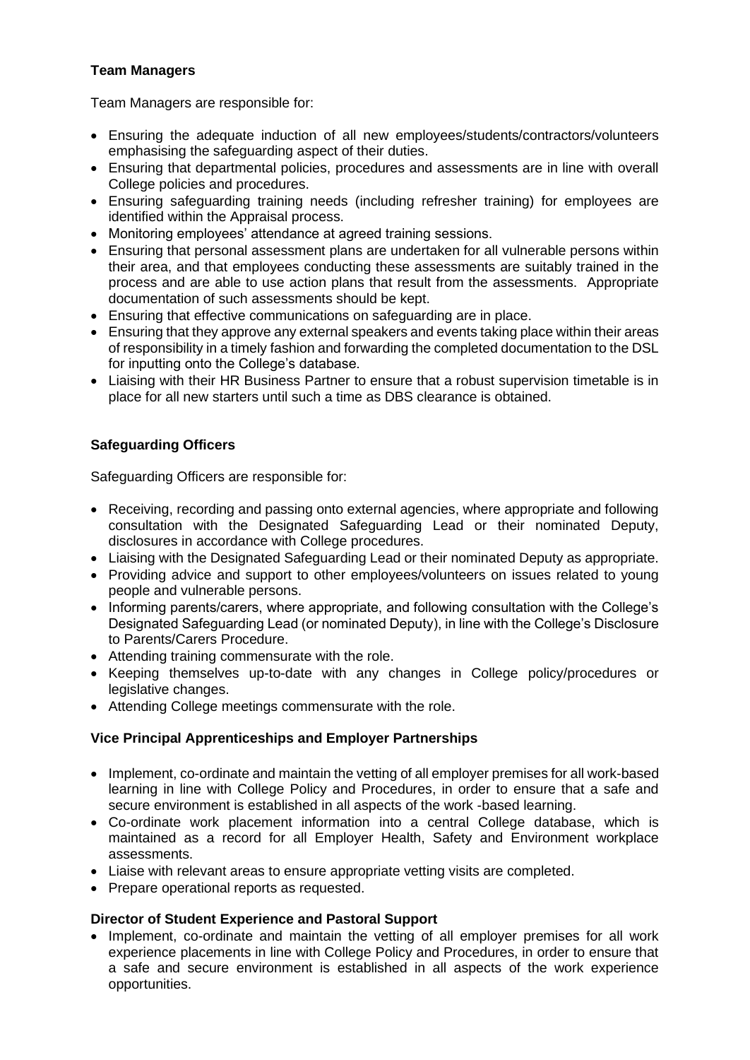**Team Managers**

Team Managers are responsible for:

- Ensuring the adequate induction of all new employees/students/contractors/volunteers emphasising the safeguarding aspect of their duties.
- Ensuring that departmental policies, procedures and assessments are in line with overall College policies and procedures.
- Ensuring safeguarding training needs (including refresher training) for employees are identified within the Appraisal process.
- Monitoring employees' attendance at agreed training sessions.
- Ensuring that personal assessment plans are undertaken for all vulnerable persons within their area, and that employees conducting these assessments are suitably trained in the process and are able to use action plans that result from the assessments. Appropriate documentation of such assessments should be kept.
- Ensuring that effective communications on safeguarding are in place.
- Ensuring that they approve any external speakers and events taking place within their areas of responsibility in a timely fashion and forwarding the completed documentation to the DSL for inputting onto the College's database.
- Liaising with their HR Business Partner to ensure that a robust supervision timetable is in place for all new starters until such a time as DBS clearance is obtained.

**Safeguarding Officers**

Safeguarding Officers are responsible for:

- Receiving, recording and passing onto external agencies, where appropriate and following consultation with the Designated Safeguarding Lead or their nominated Deputy, disclosures in accordance with College procedures.
- Liaising with the Designated Safeguarding Lead or their nominated Deputy as appropriate.
- Providing advice and support to other employees/volunteers on issues related to young people and vulnerable persons.
- Informing parents/carers, where appropriate, and following consultation with the College's Designated Safeguarding Lead (or nominated Deputy), in line with the College's Disclosure to Parents/Carers Procedure.
- Attending training commensurate with the role.
- Keeping themselves up-to-date with any changes in College policy/procedures or legislative changes.
- Attending College meetings commensurate with the role.

**Vice Principal Apprenticeships and Employer Partnerships**

- Implement, co-ordinate and maintain the vetting of all employer premises for all work-based learning in line with College Policy and Procedures, in order to ensure that a safe and secure environment is established in all aspects of the work -based learning.
- Co-ordinate work placement information into a central College database, which is maintained as a record for all Employer Health, Safety and Environment workplace assessments.
- Liaise with relevant areas to ensure appropriate vetting visits are completed.
- Prepare operational reports as requested.

**Director of Student Experience and Pastoral Support**

- Implement, co-ordinate and maintain the vetting of all employer premises for all work experience placements in line with College Policy and Procedures, in order to ensure that a safe and secure environment is established in all aspects of the work experience opportunities.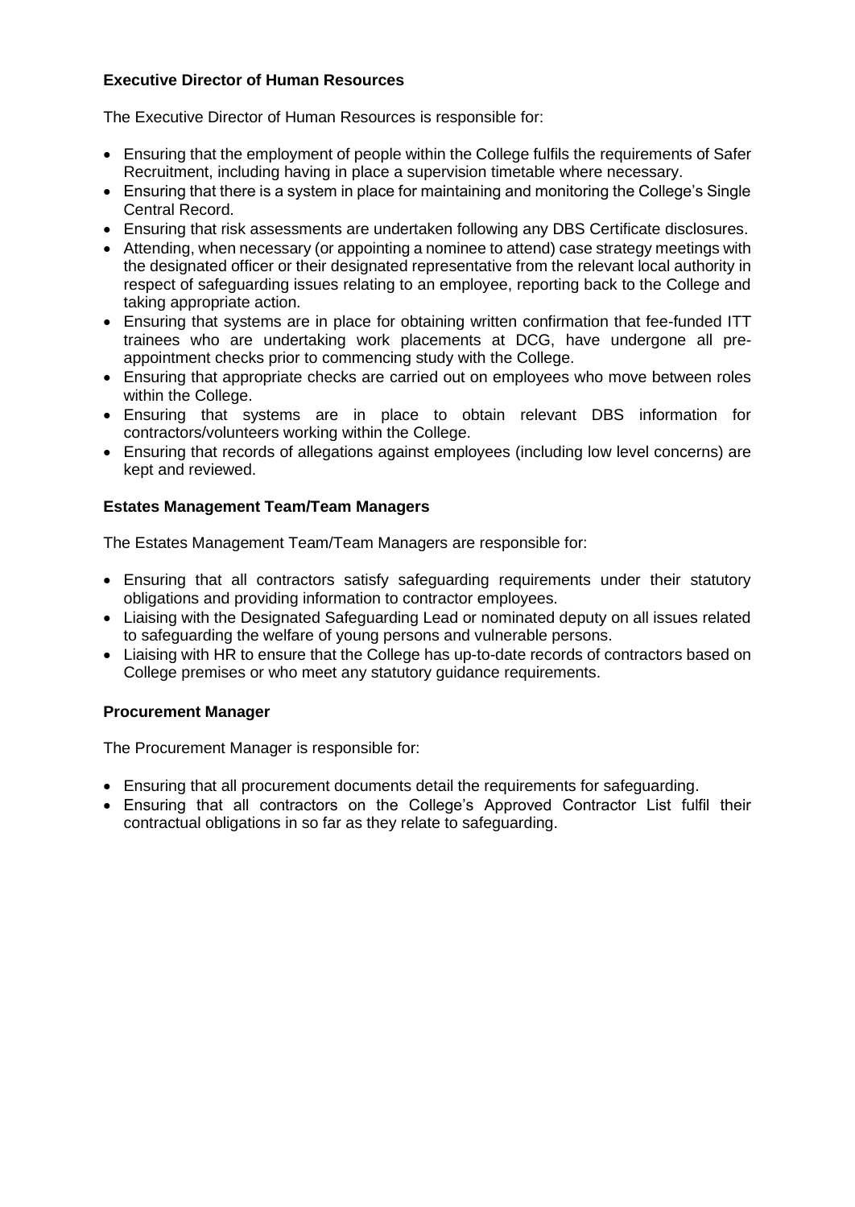**Executive Director of Human Resources**

The Executive Director of Human Resources is responsible for:

- Ensuring that the employment of people within the College fulfils the requirements of Safer Recruitment, including having in place a supervision timetable where necessary.
- Ensuring that there is a system in place for maintaining and monitoring the College's Single Central Record.
- Ensuring that risk assessments are undertaken following any DBS Certificate disclosures.
- Attending, when necessary (or appointing a nominee to attend) case strategy meetings with the designated officer or their designated representative from the relevant local authority in respect of safeguarding issues relating to an employee, reporting back to the College and taking appropriate action.
- Ensuring that systems are in place for obtaining written confirmation that fee-funded ITT trainees who are undertaking work placements at DCG, have undergone all pre-appointment checks prior to commencing study with the College.
- Ensuring that appropriate checks are carried out on employees who move between roles within the College.
- Ensuring that systems are in place to obtain relevant DBS information for contractors/volunteers working within the College.
- Ensuring that records of allegations against employees (including low level concerns) are kept and reviewed.

**Estates Management Team/Team Managers**

The Estates Management Team/Team Managers are responsible for:

- Ensuring that all contractors satisfy safeguarding requirements under their statutory obligations and providing information to contractor employees.
- Liaising with the Designated Safeguarding Lead or nominated deputy on all issues related to safeguarding the welfare of young persons and vulnerable persons.
- Liaising with HR to ensure that the College has up-to-date records of contractors based on College premises or who meet any statutory guidance requirements.

**Procurement Manager**

The Procurement Manager is responsible for:

- Ensuring that all procurement documents detail the requirements for safeguarding.
- Ensuring that all contractors on the College's Approved Contractor List fulfil their contractual obligations in so far as they relate to safeguarding.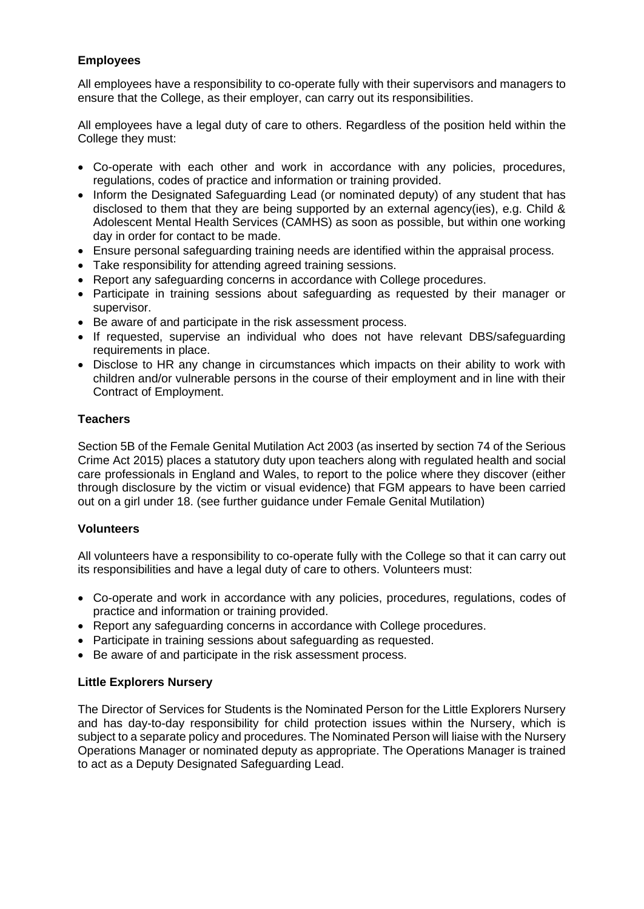**Employees**

All employees have a responsibility to co-operate fully with their supervisors and managers to ensure that the College, as their employer, can carry out its responsibilities.

All employees have a legal duty of care to others. Regardless of the position held within the College they must:

- Co-operate with each other and work in accordance with any policies, procedures, regulations, codes of practice and information or training provided.
- Inform the Designated Safeguarding Lead (or nominated deputy) of any student that has disclosed to them that they are being supported by an external agency(ies), e.g. Child & Adolescent Mental Health Services (CAMHS) as soon as possible, but within one working day in order for contact to be made.
- Ensure personal safeguarding training needs are identified within the appraisal process.
- Take responsibility for attending agreed training sessions.
- Report any safeguarding concerns in accordance with College procedures.
- Participate in training sessions about safeguarding as requested by their manager or supervisor.
- Be aware of and participate in the risk assessment process.
- If requested, supervise an individual who does not have relevant DBS/safeguarding requirements in place.
- Disclose to HR any change in circumstances which impacts on their ability to work with children and/or vulnerable persons in the course of their employment and in line with their Contract of Employment.

**Teachers**

Section 5B of the Female Genital Mutilation Act 2003 (as inserted by section 74 of the Serious Crime Act 2015) places a statutory duty upon teachers along with regulated health and social care professionals in England and Wales, to report to the police where they discover (either through disclosure by the victim or visual evidence) that FGM appears to have been carried out on a girl under 18. (see further guidance under Female Genital Mutilation)

**Volunteers**

All volunteers have a responsibility to co-operate fully with the College so that it can carry out its responsibilities and have a legal duty of care to others. Volunteers must:

- Co-operate and work in accordance with any policies, procedures, regulations, codes of practice and information or training provided.
- Report any safeguarding concerns in accordance with College procedures.
- Participate in training sessions about safeguarding as requested.
- Be aware of and participate in the risk assessment process.

**Little Explorers Nursery**

The Director of Services for Students is the Nominated Person for the Little Explorers Nursery and has day-to-day responsibility for child protection issues within the Nursery, which is subject to a separate policy and procedures. The Nominated Person will liaise with the Nursery Operations Manager or nominated deputy as appropriate. The Operations Manager is trained to act as a Deputy Designated Safeguarding Lead.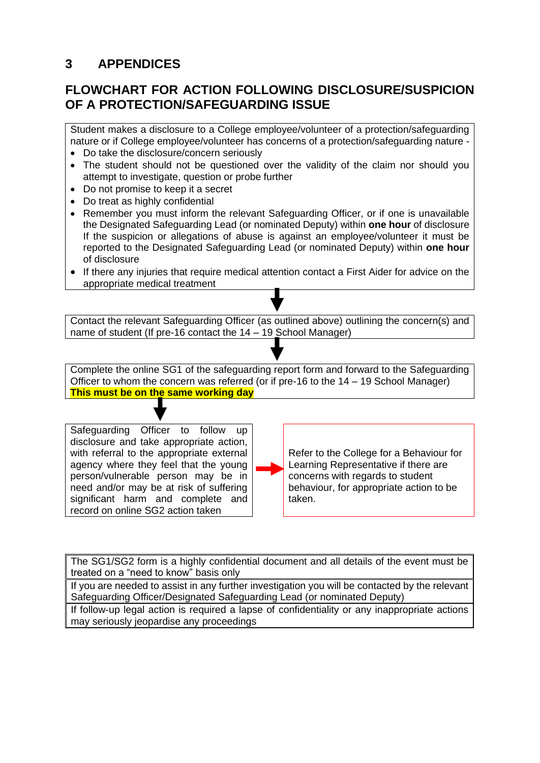## 3 APPENDICES

## FLOWCHART FOR ACTION FOLLOWING DISCLOSURE/SUSPICION OF A PROTECTION/SAFEGUARDING ISSUE

Student makes a disclosure to a College employee/volunteer of a protection/safeguarding nature or if College employee/volunteer has concerns of a protection/safeguarding nature -

- Do take the disclosure/concern seriously
- The student should not be questioned over the validity of the claim nor should you attempt to investigate, question or probe further
- Do not promise to keep it a secret
- Do treat as highly confidential
- Remember you must inform the relevant Safeguarding Officer, or if one is unavailable the Designated Safeguarding Lead (or nominated Deputy) within **one hour** of disclosure If the suspicion or allegations of abuse is against an employee/volunteer it must be reported to the Designated Safeguarding Lead (or nominated Deputy) within **one hour** of disclosure
- If there any injuries that require medical attention contact a First Aider for advice on the appropriate medical treatment

↓

Contact the relevant Safeguarding Officer (as outlined above) outlining the concern(s) and name of student (If pre-16 contact the 14 – 19 School Manager)

↓

Complete the online SG1 of the safeguarding report form and forward to the Safeguarding Officer to whom the concern was referred (or if pre-16 to the 14 – 19 School Manager)
**This must be on the same working day**

↓

Safeguarding Officer to follow up disclosure and take appropriate action, with referral to the appropriate external agency where they feel that the young person/vulnerable person may be in need and/or may be at risk of suffering significant harm and complete and record on online SG2 action taken

→

Refer to the College for a Behaviour for Learning Representative if there are concerns with regards to student behaviour, for appropriate action to be taken.

The SG1/SG2 form is a highly confidential document and all details of the event must be treated on a "need to know" basis only

If you are needed to assist in any further investigation you will be contacted by the relevant Safeguarding Officer/Designated Safeguarding Lead (or nominated Deputy)

If follow-up legal action is required a lapse of confidentiality or any inappropriate actions may seriously jeopardise any proceedings